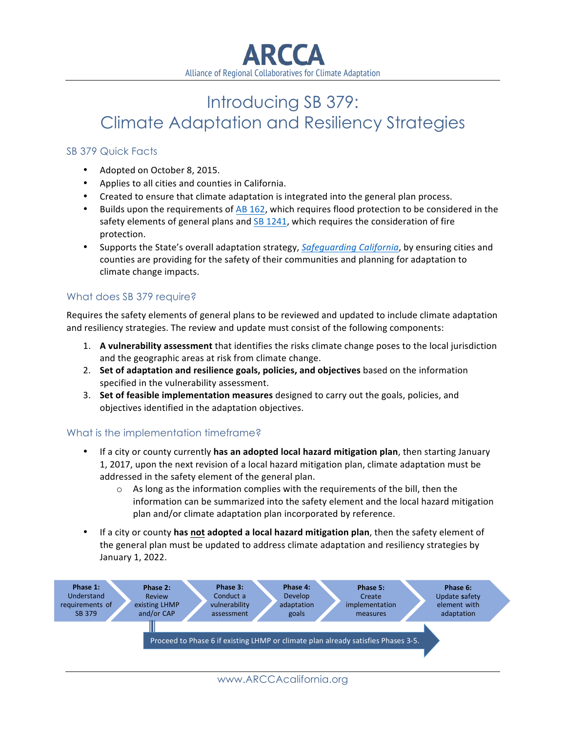# ARCCA

Alliance of Regional Collaboratives for Climate Adaptation

# Introducing SB 379: Climate Adaptation and Resiliency Strategies

## SB 379 Quick Facts

- Adopted on October 8, 2015.
- Applies to all cities and counties in California.
- Created to ensure that climate adaptation is integrated into the general plan process.
- Builds upon the requirements of AB 162, which requires flood protection to be considered in the safety elements of general plans and SB 1241, which requires the consideration of fire protection.
- Supports the State's overall adaptation strategy, *Safeguarding California*, by ensuring cities and counties are providing for the safety of their communities and planning for adaptation to climate change impacts.

## What does SB 379 require?

Requires the safety elements of general plans to be reviewed and updated to include climate adaptation and resiliency strategies. The review and update must consist of the following components:

1. **A vulnerability assessment** that identifies the risks climate change poses to the local jurisdiction and the geographic areas at risk from climate change.
2. **Set of adaptation and resilience goals, policies, and objectives** based on the information specified in the vulnerability assessment.
3. **Set of feasible implementation measures** designed to carry out the goals, policies, and objectives identified in the adaptation objectives.

## What is the implementation timeframe?

- If a city or county currently **has an adopted local hazard mitigation plan**, then starting January 1, 2017, upon the next revision of a local hazard mitigation plan, climate adaptation must be addressed in the safety element of the general plan.
  - As long as the information complies with the requirements of the bill, then the information can be summarized into the safety element and the local hazard mitigation plan and/or climate adaptation plan incorporated by reference.
- If a city or county **has not adopted a local hazard mitigation plan**, then the safety element of the general plan must be updated to address climate adaptation and resiliency strategies by January 1, 2022.

**Phase 1:** Understand requirements of SB 379 → **Phase 2:** Review existing LHMP and/or CAP → **Phase 3:** Conduct a vulnerability assessment → **Phase 4:** Develop adaptation goals → **Phase 5:** Create implementation measures → **Phase 6:** Update safety element with adaptation

Proceed to Phase 6 if existing LHMP or climate plan already satisfies Phases 3-5.

www.ARCCAcalifornia.org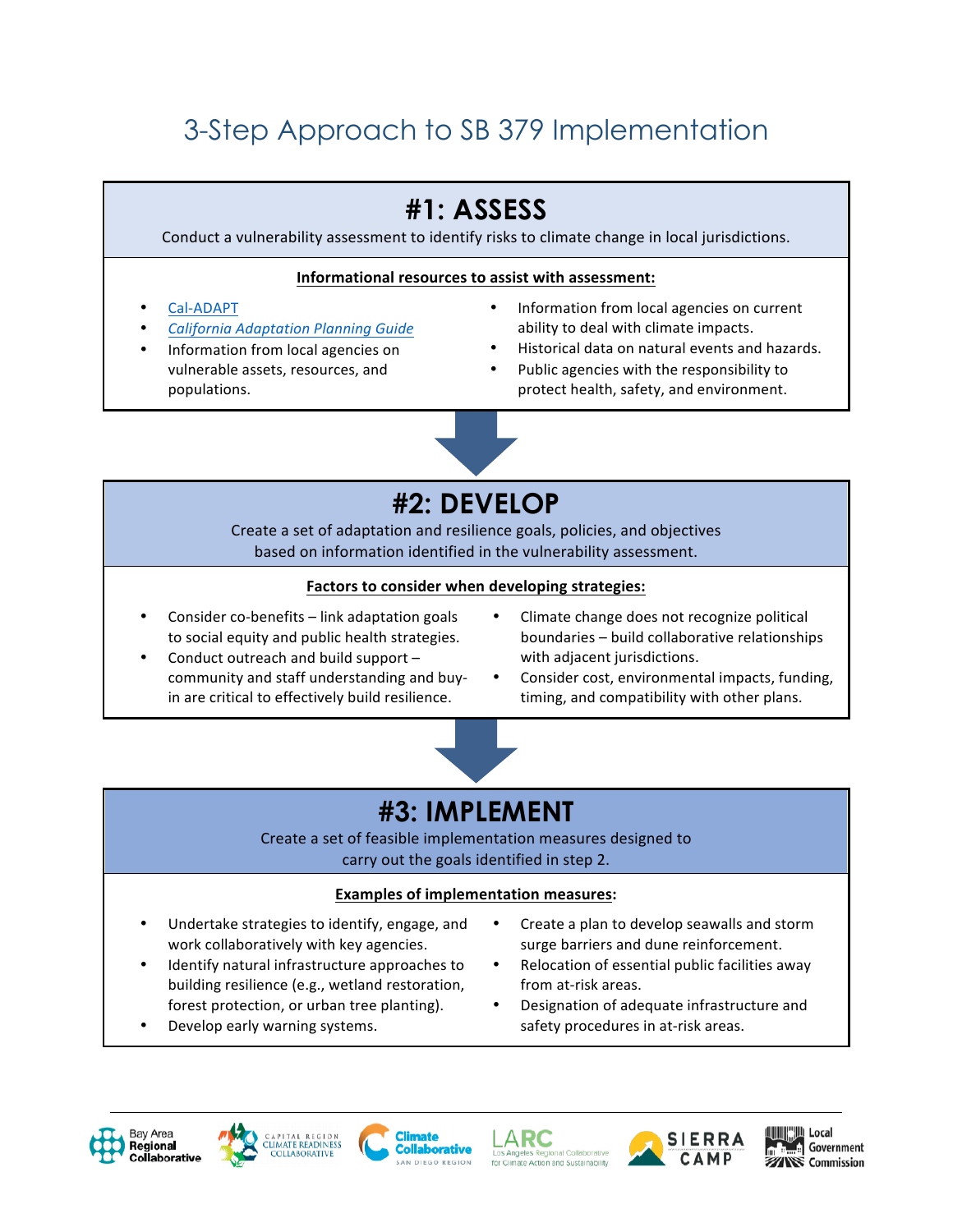# 3-Step Approach to SB 379 Implementation

## #1: ASSESS

Conduct a vulnerability assessment to identify risks to climate change in local jurisdictions.

**Informational resources to assist with assessment:**

- Cal-ADAPT
- *California Adaptation Planning Guide*
- Information from local agencies on vulnerable assets, resources, and populations.
- Information from local agencies on current ability to deal with climate impacts.
- Historical data on natural events and hazards.
- Public agencies with the responsibility to protect health, safety, and environment.

## #2: DEVELOP

Create a set of adaptation and resilience goals, policies, and objectives based on information identified in the vulnerability assessment.

**Factors to consider when developing strategies:**

- Consider co-benefits – link adaptation goals to social equity and public health strategies.
- Conduct outreach and build support – community and staff understanding and buy-in are critical to effectively build resilience.
- Climate change does not recognize political boundaries – build collaborative relationships with adjacent jurisdictions.
- Consider cost, environmental impacts, funding, timing, and compatibility with other plans.

## #3: IMPLEMENT

Create a set of feasible implementation measures designed to carry out the goals identified in step 2.

**Examples of implementation measures:**

- Undertake strategies to identify, engage, and work collaboratively with key agencies.
- Identify natural infrastructure approaches to building resilience (e.g., wetland restoration, forest protection, or urban tree planting).
- Develop early warning systems.
- Create a plan to develop seawalls and storm surge barriers and dune reinforcement.
- Relocation of essential public facilities away from at-risk areas.
- Designation of adequate infrastructure and safety procedures in at-risk areas.

Bay Area Regional Collaborative · Capital Region Climate Readiness Collaborative · Climate Collaborative San Diego Region · LARC Los Angeles Regional Collaborative for Climate Action and Sustainability · Sierra CAMP · Local Government Commission